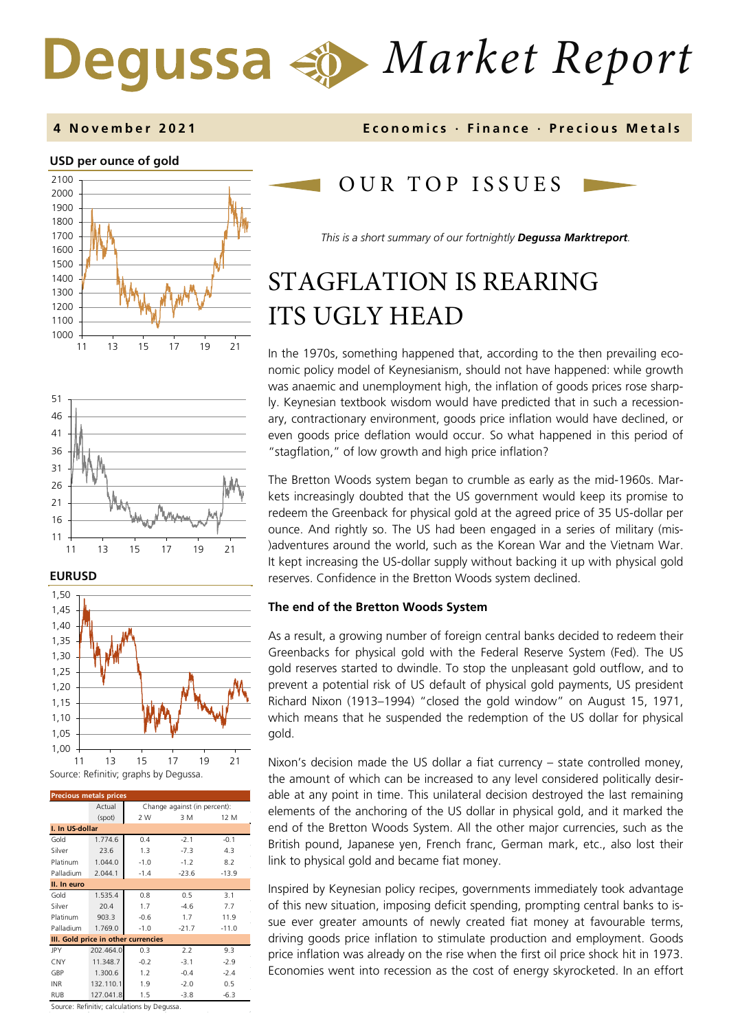# Degussa Market Report

**4 November 2021** — Economics · Finance · Precious Metals

**USD per ounce of gold**

**EURUSD**

Source: Refinitiv; graphs by Degussa.

| Precious metals prices | Actual (spot) | Change against (in percent): 2 W | 3 M | 12 M |
|---|---|---|---|---|
| **I. In US-dollar** | | | | |
| Gold | 1.774.6 | 0.4 | -2.1 | -0.1 |
| Silver | 23.6 | 1.3 | -7.3 | 4.3 |
| Platinum | 1.044.0 | -1.0 | -1.2 | 8.2 |
| Palladium | 2.044.1 | -1.4 | -23.6 | -13.9 |
| **II. In euro** | | | | |
| Gold | 1.535.4 | 0.8 | 0.5 | 3.1 |
| Silver | 20.4 | 1.7 | -4.6 | 7.7 |
| Platinum | 903.3 | -0.6 | 1.7 | 11.9 |
| Palladium | 1.769.0 | -1.0 | -21.7 | -11.0 |
| **III. Gold price in other currencies** | | | | |
| JPY | 202.464.0 | 0.3 | 2.2 | 9.3 |
| CNY | 11.348.7 | -0.2 | -3.1 | -2.9 |
| GBP | 1.300.6 | 1.2 | -0.4 | -2.4 |
| INR | 132.110.1 | 1.9 | -2.0 | 0.5 |
| RUB | 127.041.8 | 1.5 | -3.8 | -6.3 |

Source: Refinitiv; calculations by Degussa.

## OUR TOP ISSUES

*This is a short summary of our fortnightly **Degussa Marktreport**.*

# STAGFLATION IS REARING ITS UGLY HEAD

In the 1970s, something happened that, according to the then prevailing economic policy model of Keynesianism, should not have happened: while growth was anaemic and unemployment high, the inflation of goods prices rose sharply. Keynesian textbook wisdom would have predicted that in such a recessionary, contractionary environment, goods price inflation would have declined, or even goods price deflation would occur. So what happened in this period of "stagflation," of low growth and high price inflation?

The Bretton Woods system began to crumble as early as the mid-1960s. Markets increasingly doubted that the US government would keep its promise to redeem the Greenback for physical gold at the agreed price of 35 US-dollar per ounce. And rightly so. The US had been engaged in a series of military (mis-)adventures around the world, such as the Korean War and the Vietnam War. It kept increasing the US-dollar supply without backing it up with physical gold reserves. Confidence in the Bretton Woods system declined.

### The end of the Bretton Woods System

As a result, a growing number of foreign central banks decided to redeem their Greenbacks for physical gold with the Federal Reserve System (Fed). The US gold reserves started to dwindle. To stop the unpleasant gold outflow, and to prevent a potential risk of US default of physical gold payments, US president Richard Nixon (1913–1994) "closed the gold window" on August 15, 1971, which means that he suspended the redemption of the US dollar for physical gold.

Nixon's decision made the US dollar a fiat currency – state controlled money, the amount of which can be increased to any level considered politically desirable at any point in time. This unilateral decision destroyed the last remaining elements of the anchoring of the US dollar in physical gold, and it marked the end of the Bretton Woods System. All the other major currencies, such as the British pound, Japanese yen, French franc, German mark, etc., also lost their link to physical gold and became fiat money.

Inspired by Keynesian policy recipes, governments immediately took advantage of this new situation, imposing deficit spending, prompting central banks to issue ever greater amounts of newly created fiat money at favourable terms, driving goods price inflation to stimulate production and employment. Goods price inflation was already on the rise when the first oil price shock hit in 1973. Economies went into recession as the cost of energy skyrocketed. In an effort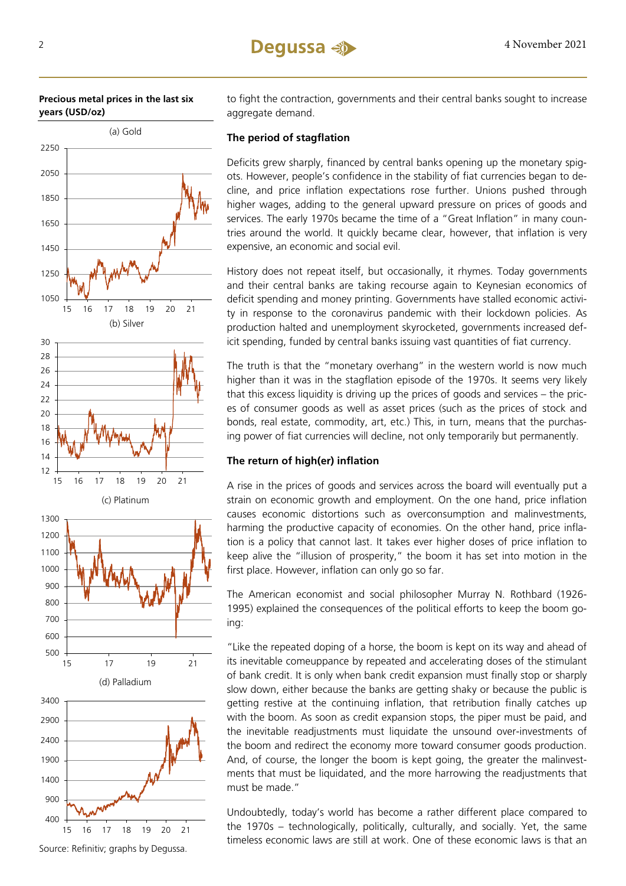**Precious metal prices in the last six years (USD/oz)**

(a) Gold

(b) Silver

(c) Platinum

(d) Palladium

Source: Refinitiv; graphs by Degussa.

to fight the contraction, governments and their central banks sought to increase aggregate demand.

### The period of stagflation

Deficits grew sharply, financed by central banks opening up the monetary spigots. However, people's confidence in the stability of fiat currencies began to decline, and price inflation expectations rose further. Unions pushed through higher wages, adding to the general upward pressure on prices of goods and services. The early 1970s became the time of a "Great Inflation" in many countries around the world. It quickly became clear, however, that inflation is very expensive, an economic and social evil.

History does not repeat itself, but occasionally, it rhymes. Today governments and their central banks are taking recourse again to Keynesian economics of deficit spending and money printing. Governments have stalled economic activity in response to the coronavirus pandemic with their lockdown policies. As production halted and unemployment skyrocketed, governments increased deficit spending, funded by central banks issuing vast quantities of fiat currency.

The truth is that the "monetary overhang" in the western world is now much higher than it was in the stagflation episode of the 1970s. It seems very likely that this excess liquidity is driving up the prices of goods and services – the prices of consumer goods as well as asset prices (such as the prices of stock and bonds, real estate, commodity, art, etc.) This, in turn, means that the purchasing power of fiat currencies will decline, not only temporarily but permanently.

### The return of high(er) inflation

A rise in the prices of goods and services across the board will eventually put a strain on economic growth and employment. On the one hand, price inflation causes economic distortions such as overconsumption and malinvestments, harming the productive capacity of economies. On the other hand, price inflation is a policy that cannot last. It takes ever higher doses of price inflation to keep alive the "illusion of prosperity," the boom it has set into motion in the first place. However, inflation can only go so far.

The American economist and social philosopher Murray N. Rothbard (1926-1995) explained the consequences of the political efforts to keep the boom going:

"Like the repeated doping of a horse, the boom is kept on its way and ahead of its inevitable comeuppance by repeated and accelerating doses of the stimulant of bank credit. It is only when bank credit expansion must finally stop or sharply slow down, either because the banks are getting shaky or because the public is getting restive at the continuing inflation, that retribution finally catches up with the boom. As soon as credit expansion stops, the piper must be paid, and the inevitable readjustments must liquidate the unsound over-investments of the boom and redirect the economy more toward consumer goods production. And, of course, the longer the boom is kept going, the greater the malinvestments that must be liquidated, and the more harrowing the readjustments that must be made."

Undoubtedly, today's world has become a rather different place compared to the 1970s – technologically, politically, culturally, and socially. Yet, the same timeless economic laws are still at work. One of these economic laws is that an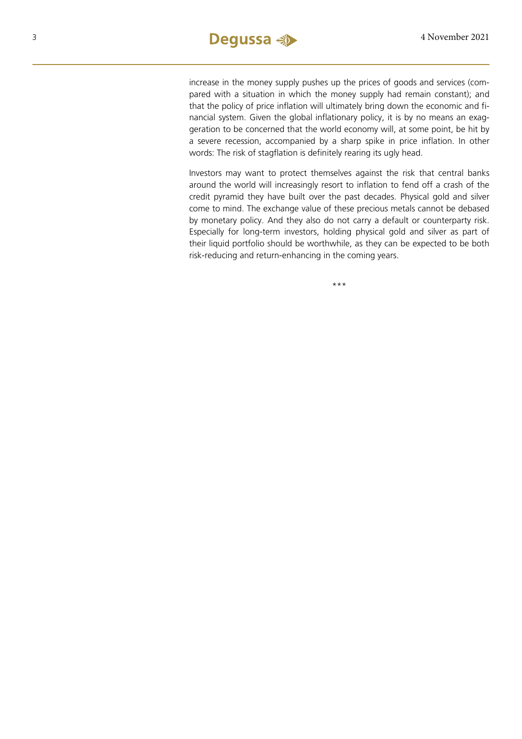increase in the money supply pushes up the prices of goods and services (compared with a situation in which the money supply had remain constant); and that the policy of price inflation will ultimately bring down the economic and financial system. Given the global inflationary policy, it is by no means an exaggeration to be concerned that the world economy will, at some point, be hit by a severe recession, accompanied by a sharp spike in price inflation. In other words: The risk of stagflation is definitely rearing its ugly head.

Investors may want to protect themselves against the risk that central banks around the world will increasingly resort to inflation to fend off a crash of the credit pyramid they have built over the past decades. Physical gold and silver come to mind. The exchange value of these precious metals cannot be debased by monetary policy. And they also do not carry a default or counterparty risk. Especially for long-term investors, holding physical gold and silver as part of their liquid portfolio should be worthwhile, as they can be expected to be both risk-reducing and return-enhancing in the coming years.

***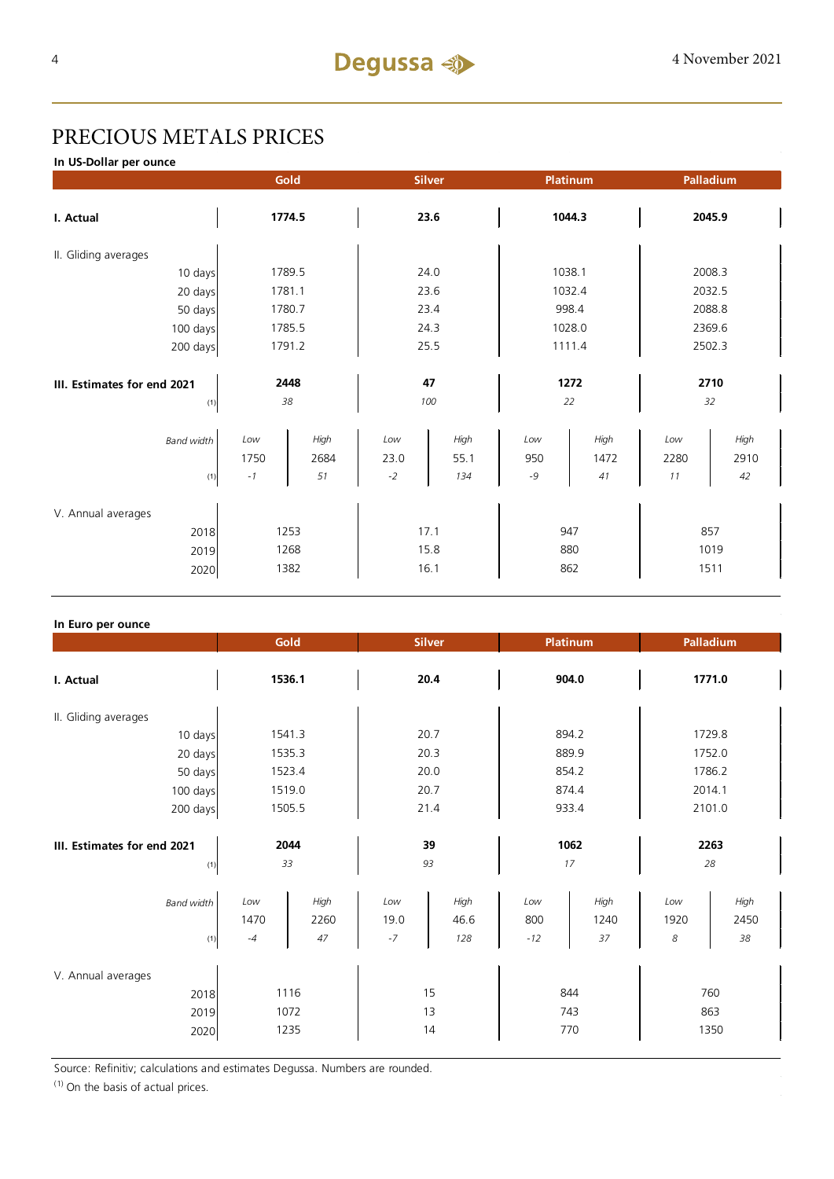# PRECIOUS METALS PRICES

**In US-Dollar per ounce**

| | Gold | | Silver | | Platinum | | Palladium | |
|---|---|---|---|---|---|---|---|---|
| **I. Actual** | **1774.5** | | **23.6** | | **1044.3** | | **2045.9** | |
| II. Gliding averages | | | | | | | | |
| 10 days | 1789.5 | | 24.0 | | 1038.1 | | 2008.3 | |
| 20 days | 1781.1 | | 23.6 | | 1032.4 | | 2032.5 | |
| 50 days | 1780.7 | | 23.4 | | 998.4 | | 2088.8 | |
| 100 days | 1785.5 | | 24.3 | | 1028.0 | | 2369.6 | |
| 200 days | 1791.2 | | 25.5 | | 1111.4 | | 2502.3 | |
| **III. Estimates for end 2021** | **2448** | | **47** | | **1272** | | **2710** | |
| (1) | *38* | | *100* | | *22* | | *32* | |
| *Band width* | *Low* | *High* | *Low* | *High* | *Low* | *High* | *Low* | *High* |
| | 1750 | 2684 | 23.0 | 55.1 | 950 | 1472 | 2280 | 2910 |
| (1) | *-1* | *51* | *-2* | *134* | *-9* | *41* | *11* | *42* |
| V. Annual averages | | | | | | | | |
| 2018 | 1253 | | 17.1 | | 947 | | 857 | |
| 2019 | 1268 | | 15.8 | | 880 | | 1019 | |
| 2020 | 1382 | | 16.1 | | 862 | | 1511 | |

**In Euro per ounce**

| | Gold | | Silver | | Platinum | | Palladium | |
|---|---|---|---|---|---|---|---|---|
| **I. Actual** | **1536.1** | | **20.4** | | **904.0** | | **1771.0** | |
| II. Gliding averages | | | | | | | | |
| 10 days | 1541.3 | | 20.7 | | 894.2 | | 1729.8 | |
| 20 days | 1535.3 | | 20.3 | | 889.9 | | 1752.0 | |
| 50 days | 1523.4 | | 20.0 | | 854.2 | | 1786.2 | |
| 100 days | 1519.0 | | 20.7 | | 874.4 | | 2014.1 | |
| 200 days | 1505.5 | | 21.4 | | 933.4 | | 2101.0 | |
| **III. Estimates for end 2021** | **2044** | | **39** | | **1062** | | **2263** | |
| (1) | *33* | | *93* | | *17* | | *28* | |
| *Band width* | *Low* | *High* | *Low* | *High* | *Low* | *High* | *Low* | *High* |
| | 1470 | 2260 | 19.0 | 46.6 | 800 | 1240 | 1920 | 2450 |
| (1) | *-4* | *47* | *-7* | *128* | *-12* | *37* | *8* | *38* |
| V. Annual averages | | | | | | | | |
| 2018 | 1116 | | 15 | | 844 | | 760 | |
| 2019 | 1072 | | 13 | | 743 | | 863 | |
| 2020 | 1235 | | 14 | | 770 | | 1350 | |

Source: Refinitiv; calculations and estimates Degussa. Numbers are rounded.

(1) On the basis of actual prices.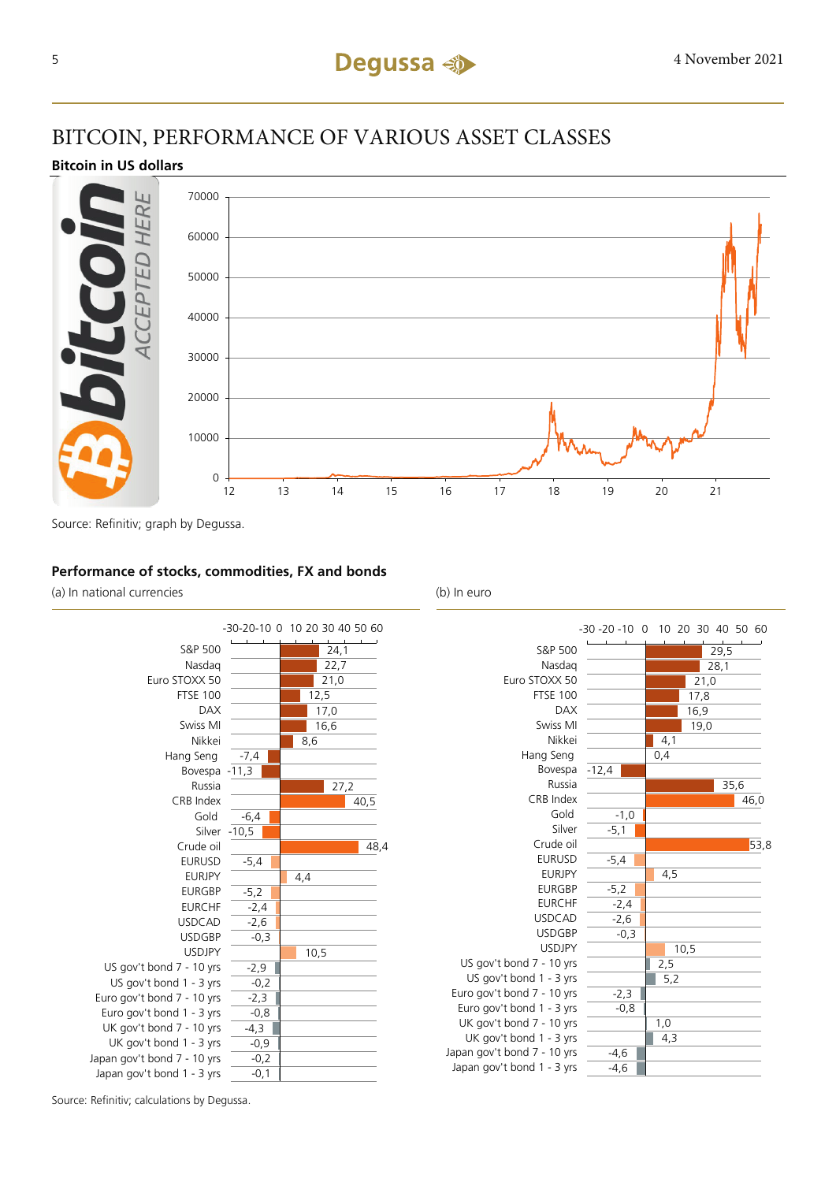# BITCOIN, PERFORMANCE OF VARIOUS ASSET CLASSES

### Bitcoin in US dollars

Source: Refinitiv; graph by Degussa.

### Performance of stocks, commodities, FX and bonds

| | (a) In national currencies | (b) In euro |
|---|---|---|
| S&P 500 | 24,1 | 29,5 |
| Nasdaq | 22,7 | 28,1 |
| Euro STOXX 50 | 21,0 | 21,0 |
| FTSE 100 | 12,5 | 17,8 |
| DAX | 17,0 | 16,9 |
| Swiss MI | 16,6 | 19,0 |
| Nikkei | 8,6 | 4,1 |
| Hang Seng | -7,4 | 0,4 |
| Bovespa | -11,3 | -12,4 |
| Russia | 27,2 | 35,6 |
| CRB Index | 40,5 | 46,0 |
| Gold | -6,4 | -1,0 |
| Silver | -10,5 | -5,1 |
| Crude oil | 48,4 | 53,8 |
| EURUSD | -5,4 | -5,4 |
| EURJPY | 4,4 | 4,5 |
| EURGBP | -5,2 | -5,2 |
| EURCHF | -2,4 | -2,4 |
| USDCAD | -2,6 | -2,6 |
| USDGBP | -0,3 | -0,3 |
| USDJPY | 10,5 | 10,5 |
| US gov't bond 7 - 10 yrs | -2,9 | 2,5 |
| US gov't bond 1 - 3 yrs | -0,2 | 5,2 |
| Euro gov't bond 7 - 10 yrs | -2,3 | -2,3 |
| Euro gov't bond 1 - 3 yrs | -0,8 | -0,8 |
| UK gov't bond 7 - 10 yrs | -4,3 | 1,0 |
| UK gov't bond 1 - 3 yrs | -0,9 | 4,3 |
| Japan gov't bond 7 - 10 yrs | -0,2 | -4,6 |
| Japan gov't bond 1 - 3 yrs | -0,1 | -4,6 |

Source: Refinitiv; calculations by Degussa.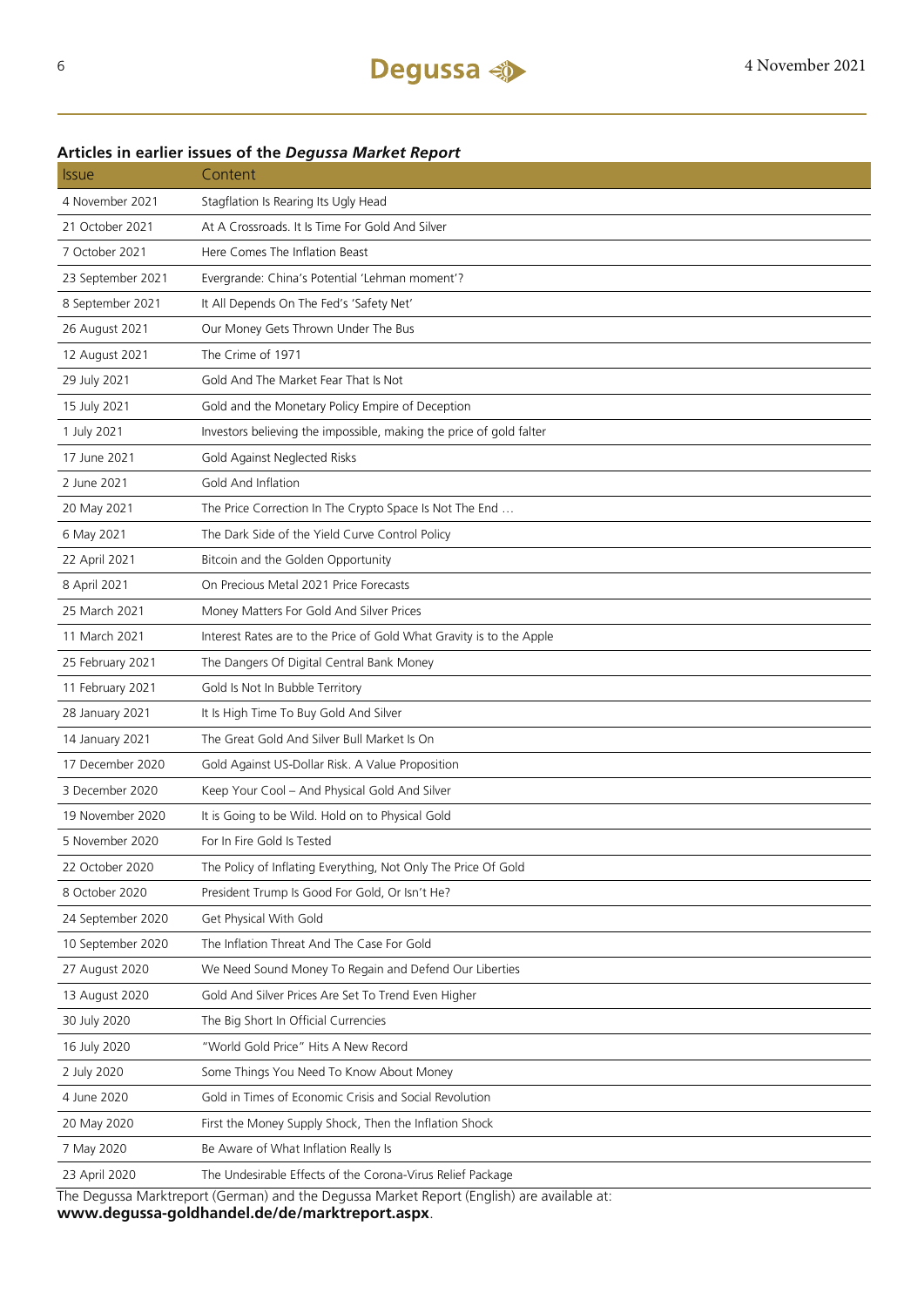## Articles in earlier issues of the *Degussa Market Report*

| Issue | Content |
|---|---|
| 4 November 2021 | Stagflation Is Rearing Its Ugly Head |
| 21 October 2021 | At A Crossroads. It Is Time For Gold And Silver |
| 7 October 2021 | Here Comes The Inflation Beast |
| 23 September 2021 | Evergrande: China's Potential 'Lehman moment'? |
| 8 September 2021 | It All Depends On The Fed's 'Safety Net' |
| 26 August 2021 | Our Money Gets Thrown Under The Bus |
| 12 August 2021 | The Crime of 1971 |
| 29 July 2021 | Gold And The Market Fear That Is Not |
| 15 July 2021 | Gold and the Monetary Policy Empire of Deception |
| 1 July 2021 | Investors believing the impossible, making the price of gold falter |
| 17 June 2021 | Gold Against Neglected Risks |
| 2 June 2021 | Gold And Inflation |
| 20 May 2021 | The Price Correction In The Crypto Space Is Not The End … |
| 6 May 2021 | The Dark Side of the Yield Curve Control Policy |
| 22 April 2021 | Bitcoin and the Golden Opportunity |
| 8 April 2021 | On Precious Metal 2021 Price Forecasts |
| 25 March 2021 | Money Matters For Gold And Silver Prices |
| 11 March 2021 | Interest Rates are to the Price of Gold What Gravity is to the Apple |
| 25 February 2021 | The Dangers Of Digital Central Bank Money |
| 11 February 2021 | Gold Is Not In Bubble Territory |
| 28 January 2021 | It Is High Time To Buy Gold And Silver |
| 14 January 2021 | The Great Gold And Silver Bull Market Is On |
| 17 December 2020 | Gold Against US-Dollar Risk. A Value Proposition |
| 3 December 2020 | Keep Your Cool – And Physical Gold And Silver |
| 19 November 2020 | It is Going to be Wild. Hold on to Physical Gold |
| 5 November 2020 | For In Fire Gold Is Tested |
| 22 October 2020 | The Policy of Inflating Everything, Not Only The Price Of Gold |
| 8 October 2020 | President Trump Is Good For Gold, Or Isn't He? |
| 24 September 2020 | Get Physical With Gold |
| 10 September 2020 | The Inflation Threat And The Case For Gold |
| 27 August 2020 | We Need Sound Money To Regain and Defend Our Liberties |
| 13 August 2020 | Gold And Silver Prices Are Set To Trend Even Higher |
| 30 July 2020 | The Big Short In Official Currencies |
| 16 July 2020 | "World Gold Price" Hits A New Record |
| 2 July 2020 | Some Things You Need To Know About Money |
| 4 June 2020 | Gold in Times of Economic Crisis and Social Revolution |
| 20 May 2020 | First the Money Supply Shock, Then the Inflation Shock |
| 7 May 2020 | Be Aware of What Inflation Really Is |
| 23 April 2020 | The Undesirable Effects of the Corona-Virus Relief Package |

The Degussa Marktreport (German) and the Degussa Market Report (English) are available at:
**www.degussa-goldhandel.de/de/marktreport.aspx**.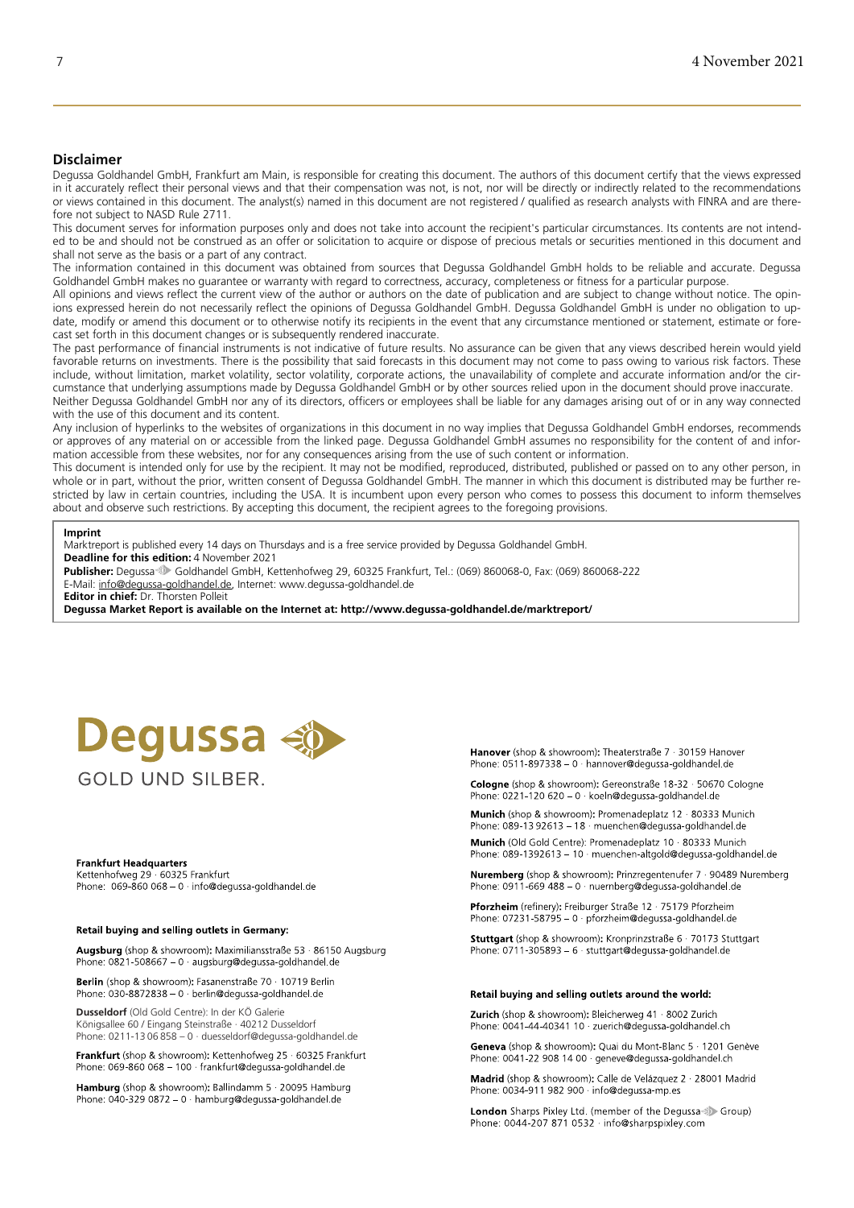## Disclaimer

Degussa Goldhandel GmbH, Frankfurt am Main, is responsible for creating this document. The authors of this document certify that the views expressed in it accurately reflect their personal views and that their compensation was not, is not, nor will be directly or indirectly related to the recommendations or views contained in this document. The analyst(s) named in this document are not registered / qualified as research analysts with FINRA and are therefore not subject to NASD Rule 2711.

This document serves for information purposes only and does not take into account the recipient's particular circumstances. Its contents are not intended to be and should not be construed as an offer or solicitation to acquire or dispose of precious metals or securities mentioned in this document and shall not serve as the basis or a part of any contract.

The information contained in this document was obtained from sources that Degussa Goldhandel GmbH holds to be reliable and accurate. Degussa Goldhandel GmbH makes no guarantee or warranty with regard to correctness, accuracy, completeness or fitness for a particular purpose.

All opinions and views reflect the current view of the author or authors on the date of publication and are subject to change without notice. The opinions expressed herein do not necessarily reflect the opinions of Degussa Goldhandel GmbH. Degussa Goldhandel GmbH is under no obligation to update, modify or amend this document or to otherwise notify its recipients in the event that any circumstance mentioned or statement, estimate or forecast set forth in this document changes or is subsequently rendered inaccurate.

The past performance of financial instruments is not indicative of future results. No assurance can be given that any views described herein would yield favorable returns on investments. There is the possibility that said forecasts in this document may not come to pass owing to various risk factors. These include, without limitation, market volatility, sector volatility, corporate actions, the unavailability of complete and accurate information and/or the circumstance that underlying assumptions made by Degussa Goldhandel GmbH or by other sources relied upon in the document should prove inaccurate.

Neither Degussa Goldhandel GmbH nor any of its directors, officers or employees shall be liable for any damages arising out of or in any way connected with the use of this document and its content.

Any inclusion of hyperlinks to the websites of organizations in this document in no way implies that Degussa Goldhandel GmbH endorses, recommends or approves of any material on or accessible from the linked page. Degussa Goldhandel GmbH assumes no responsibility for the content of and information accessible from these websites, nor for any consequences arising from the use of such content or information.

This document is intended only for use by the recipient. It may not be modified, reproduced, distributed, published or passed on to any other person, in whole or in part, without the prior, written consent of Degussa Goldhandel GmbH. The manner in which this document is distributed may be further restricted by law in certain countries, including the USA. It is incumbent upon every person who comes to possess this document to inform themselves about and observe such restrictions. By accepting this document, the recipient agrees to the foregoing provisions.

**Imprint**

Marktreport is published every 14 days on Thursdays and is a free service provided by Degussa Goldhandel GmbH.
**Deadline for this edition:** 4 November 2021
**Publisher:** Degussa Goldhandel GmbH, Kettenhofweg 29, 60325 Frankfurt, Tel.: (069) 860068-0, Fax: (069) 860068-222
E-Mail: info@degussa-goldhandel.de, Internet: www.degussa-goldhandel.de
**Editor in chief:** Dr. Thorsten Polleit
**Degussa Market Report is available on the Internet at: http://www.degussa-goldhandel.de/marktreport/**

Degussa
GOLD UND SILBER.

**Frankfurt Headquarters**
Kettenhofweg 29 · 60325 Frankfurt
Phone: 069-860 068 – 0 · info@degussa-goldhandel.de

**Retail buying and selling outlets in Germany:**

**Augsburg** (shop & showroom): Maximiliansstraße 53 · 86150 Augsburg
Phone: 0821-508667 – 0 · augsburg@degussa-goldhandel.de

**Berlin** (shop & showroom): Fasanenstraße 70 · 10719 Berlin
Phone: 030-8872838 – 0 · berlin@degussa-goldhandel.de

**Dusseldorf** (Old Gold Centre): In der KÖ Galerie
Königsallee 60 / Eingang Steinstraße · 40212 Dusseldorf
Phone: 0211-13 06 858 – 0 · duesseldorf@degussa-goldhandel.de

**Frankfurt** (shop & showroom): Kettenhofweg 25 · 60325 Frankfurt
Phone: 069-860 068 – 100 · frankfurt@degussa-goldhandel.de

**Hamburg** (shop & showroom): Ballindamm 5 · 20095 Hamburg
Phone: 040-329 0872 – 0 · hamburg@degussa-goldhandel.de

**Hanover** (shop & showroom): Theaterstraße 7 · 30159 Hanover
Phone: 0511-897338 – 0 · hannover@degussa-goldhandel.de

**Cologne** (shop & showroom): Gereonstraße 18-32 · 50670 Cologne
Phone: 0221-120 620 – 0 · koeln@degussa-goldhandel.de

**Munich** (shop & showroom): Promenadeplatz 12 · 80333 Munich
Phone: 089-13 92613 – 18 · muenchen@degussa-goldhandel.de

**Munich** (Old Gold Centre): Promenadeplatz 10 · 80333 Munich
Phone: 089-1392613 – 10 · muenchen-altgold@degussa-goldhandel.de

**Nuremberg** (shop & showroom): Prinzregentenufer 7 · 90489 Nuremberg
Phone: 0911-669 488 – 0 · nuernberg@degussa-goldhandel.de

**Pforzheim** (refinery): Freiburger Straße 12 · 75179 Pforzheim
Phone: 07231-58795 – 0 · pforzheim@degussa-goldhandel.de

**Stuttgart** (shop & showroom): Kronprinzstraße 6 · 70173 Stuttgart
Phone: 0711-305893 – 6 · stuttgart@degussa-goldhandel.de

**Retail buying and selling outlets around the world:**

**Zurich** (shop & showroom): Bleicherweg 41 · 8002 Zurich
Phone: 0041-44-40341 10 · zuerich@degussa-goldhandel.ch

**Geneva** (shop & showroom): Quai du Mont-Blanc 5 · 1201 Genève
Phone: 0041-22 908 14 00 · geneve@degussa-goldhandel.ch

**Madrid** (shop & showroom): Calle de Velázquez 2 · 28001 Madrid
Phone: 0034-911 982 900 · info@degussa-mp.es

**London** Sharps Pixley Ltd. (member of the Degussa Group)
Phone: 0044-207 871 0532 · info@sharpspixley.com